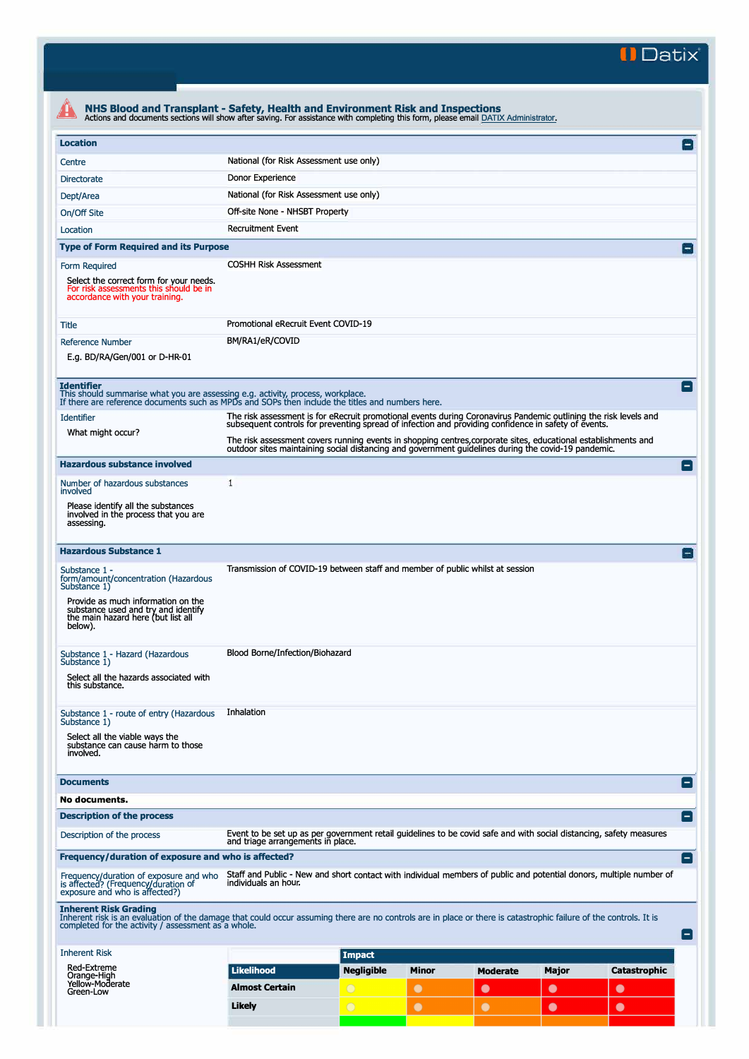Datix

# NHS Blood and Transplant - Safety, Health and Environment Risk and Inspections

Actions and documents sections will show after saving. For assistance with completing this form, please email DATIX Administrator.

## Location

| | |
|---|---|
| Centre | National (for Risk Assessment use only) |
| Directorate | Donor Experience |
| Dept/Area | National (for Risk Assessment use only) |
| On/Off Site | Off-site None - NHSBT Property |
| Location | Recruitment Event |

## Type of Form Required and its Purpose

| | |
|---|---|
| Form Required<br>Select the correct form for your needs. For risk assessments this should be in accordance with your training. | COSHH Risk Assessment |
| Title | Promotional eRecruit Event COVID-19 |
| Reference Number<br>E.g. BD/RA/Gen/001 or D-HR-01 | BM/RA1/eR/COVID |

## Identifier

This should summarise what you are assessing e.g. activity, process, workplace.
If there are reference documents such as MPDs and SOPs then include the titles and numbers here.

| | |
|---|---|
| Identifier<br>What might occur? | The risk assessment is for eRecruit promotional events during Coronavirus Pandemic outlining the risk levels and subsequent controls for preventing spread of infection and providing confidence in safety of events.<br><br>The risk assessment covers running events in shopping centres,corporate sites, educational establishments and outdoor sites maintaining social distancing and government guidelines during the covid-19 pandemic. |

## Hazardous substance involved

| | |
|---|---|
| Number of hazardous substances involved<br>Please identify all the substances involved in the process that you are assessing. | 1 |

## Hazardous Substance 1

| | |
|---|---|
| Substance 1 - form/amount/concentration (Hazardous Substance 1)<br>Provide as much information on the substance used and try and identify the main hazard here (but list all below). | Transmission of COVID-19 between staff and member of public whilst at session |
| Substance 1 - Hazard (Hazardous Substance 1)<br>Select all the hazards associated with this substance. | Blood Borne/Infection/Biohazard |
| Substance 1 - route of entry (Hazardous Substance 1)<br>Select all the viable ways the substance can cause harm to those involved. | Inhalation |

## Documents

**No documents.**

## Description of the process

| | |
|---|---|
| Description of the process | Event to be set up as per government retail guidelines to be covid safe and with social distancing, safety measures and triage arrangements in place. |

## Frequency/duration of exposure and who is affected?

| | |
|---|---|
| Frequency/duration of exposure and who is affected? (Frequency/duration of exposure and who is affected?) | Staff and Public - New and short contact with individual members of public and potential donors, multiple number of individuals an hour. |

## Inherent Risk Grading

Inherent risk is an evaluation of the damage that could occur assuming there are no controls are in place or there is catastrophic failure of the controls. It is completed for the activity / assessment as a whole.

Inherent Risk

Red-Extreme
Orange-High
Yellow-Moderate
Green-Low

| Likelihood | Impact: Negligible | Minor | Moderate | Major | Catastrophic |
|---|---|---|---|---|---|
| Almost Certain | | | | | |
| Likely | | | | | |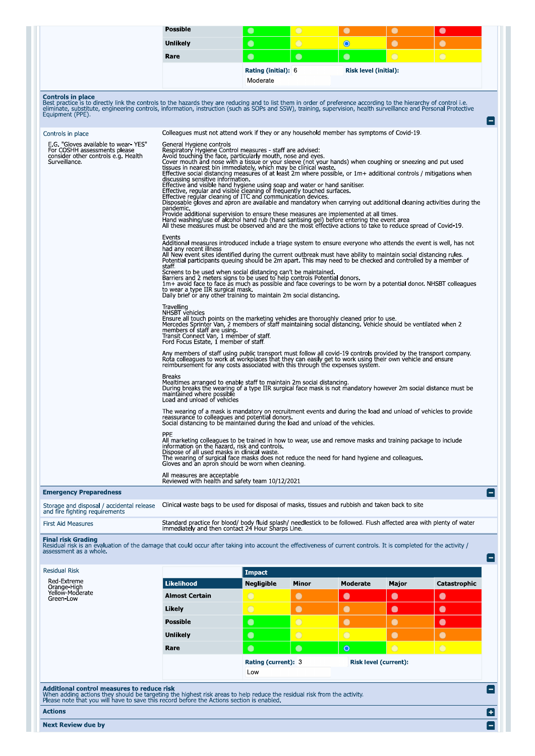| | | | | | |
|---|---|---|---|---|---|
| **Possible** | | | | | |
| **Unlikely** | | | ◉ | | |
| **Rare** | | | | | |

**Rating (initial):** 6 **Risk level (initial):** Moderate

## Controls in place

Best practice is to directly link the controls to the hazards they are reducing and to list them in order of preference according to the hierarchy of control i.e. eliminate, substitute, engineering controls, information, instruction (such as SOPs and SSW), training, supervision, health surveillance and Personal Protective Equipment (PPE).

**Controls in place**

E.G. "Gloves available to wear- YES" For COSHH assessments please consider other controls e.g. Health Surveillance.

Colleagues must not attend work if they or any household member has symptoms of Covid-19.

General Hygiene controls
Respiratory Hygiene Control measures - staff are advised:
Avoid touching the face, particularly mouth, nose and eyes.
Cover mouth and nose with a tissue or your sleeve (not your hands) when coughing or sneezing and put used tissues in nearest bin immediately, which may be clinical waste.
Effective social distancing measures of at least 2m where possible, or 1m+ additional controls / mitigations when discussing sensitive information.
Effective and visible hand hygiene using soap and water or hand sanitiser.
Effective, regular and visible cleaning of frequently touched surfaces.
Effective regular cleaning of ITC and communication devices.
Disposable gloves and apron are available and mandatory when carrying out additional cleaning activities during the pandemic.
Provide additional supervision to ensure these measures are implemented at all times.
Hand washing/use of alcohol hand rub (hand santising gel) before entering the event area
All these measures must be observed and are the most effective actions to take to reduce spread of Covid-19.

Events
Additional measures introduced include a triage system to ensure everyone who attends the event is well, has not had any recent illness
All New event sites identified during the current outbreak must have ability to maintain social distancing rules.
Potential participants queuing should be 2m apart. This may need to be checked and controlled by a member of staff.
Screens to be used when social distancing can't be maintained.
Barriers and 2 meters signs to be used to help controls Potential donors.
1m+ avoid face to face as much as possible and face coverings to be worn by a potential donor. NHSBT colleagues to wear a type IIR surgical mask.
Daily brief or any other training to maintain 2m social distancing.

Travelling
NHSBT vehicles
Ensure all touch points on the marketing vehicles are thoroughly cleaned prior to use.
Mercedes Sprinter Van, 2 members of staff maintaining social distancing. Vehicle should be ventilated when 2 members of staff are using.
Transit Connect Van, 1 member of staff.
Ford Focus Estate, 1 member of staff.

Any members of staff using public transport must follow all covid-19 controls provided by the transport company.
Rota colleagues to work at workplaces that they can easily get to work using their own vehicle and ensure reimbursement for any costs associated with this through the expenses system.

Breaks
Mealtimes arranged to enable staff to maintain 2m social distancing.
During breaks the wearing of a type IIR surgical face mask is not mandatory however 2m social distance must be maintained where possible
Load and unload of vehicles

The wearing of a mask is mandatory on recruitment events and during the load and unload of vehicles to provide reassurance to colleagues and potential donors.
Social distancing to be maintained during the load and unload of the vehicles.

PPE
All marketing colleagues to be trained in how to wear, use and remove masks and training package to include information on the hazard, risk and controls.
Dispose of all used masks in clinical waste.
The wearing of surgical face masks does not reduce the need for hand hygiene and colleagues.
Gloves and an apron should be worn when cleaning.

All measures are acceptable
Reviewed with health and safety team 10/12/2021

## Emergency Preparedness

**Storage and disposal / accidental release and fire fighting requirements**

Clinical waste bags to be used for disposal of masks, tissues and rubbish and taken back to site

**First Aid Measures**

Standard practice for blood/ body fluid splash/ needlestick to be followed. Flush affected area with plenty of water immediately and then contact 24 Hour Sharps Line.

## Final risk Grading

Residual risk is an evaluation of the damage that could occur after taking into account the effectiveness of current controls. It is completed for the activity / assessment as a whole.

**Residual Risk**

Red-Extreme
Orange-High
Yellow-Moderate
Green-Low

| | Impact | | | | |
|---|---|---|---|---|---|
| **Likelihood** | **Negligible** | **Minor** | **Moderate** | **Major** | **Catastrophic** |
| **Almost Certain** | | | | | |
| **Likely** | | | | | |
| **Possible** | | | | | |
| **Unlikely** | | | | | |
| **Rare** | | | ◉ | | |

**Rating (current):** 3 **Risk level (current):** Low

## Additional control measures to reduce risk

When adding actions they should be targeting the highest risk areas to help reduce the residual risk from the activity.
Please note that you will have to save this record before the Actions section is enabled.

## Actions

## Next Review due by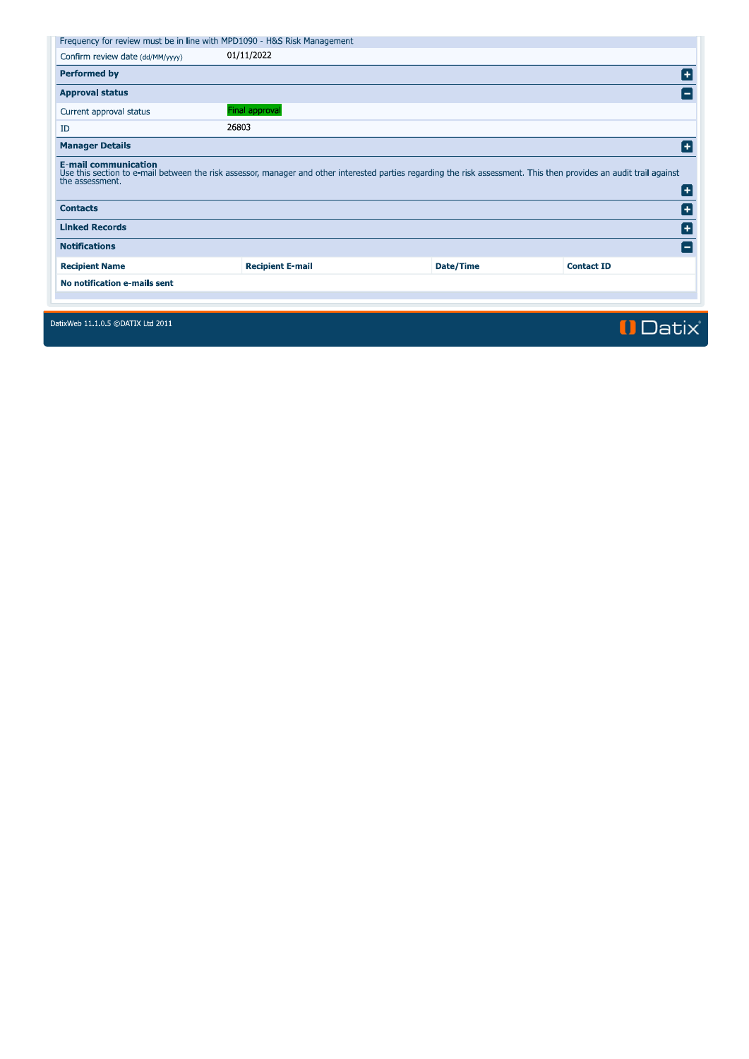Frequency for review must be in line with MPD1090 - H&S Risk Management

| | |
|---|---|
| Confirm review date (dd/MM/yyyy) | 01/11/2022 |

**Performed by**

**Approval status**

| | |
|---|---|
| Current approval status | Final approval |
| ID | 26803 |

**Manager Details**

**E-mail communication**
Use this section to e-mail between the risk assessor, manager and other interested parties regarding the risk assessment. This then provides an audit trail against the assessment.

**Contacts**

**Linked Records**

**Notifications**

| Recipient Name | Recipient E-mail | Date/Time | Contact ID |
|---|---|---|---|
| **No notification e-mails sent** | | | |

DatixWeb 11.1.0.5 ©DATIX Ltd 2011